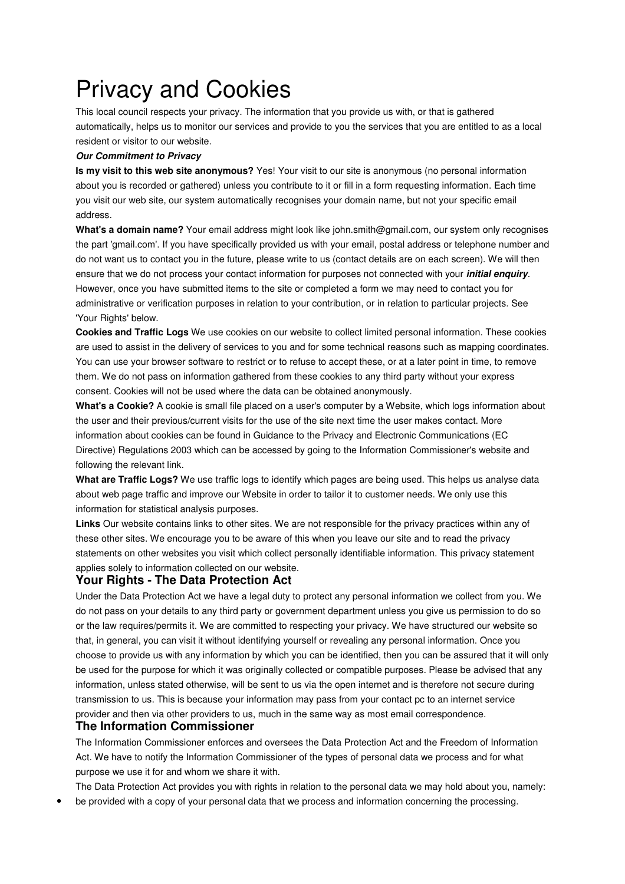# Privacy and Cookies

This local council respects your privacy. The information that you provide us with, or that is gathered automatically, helps us to monitor our services and provide to you the services that you are entitled to as a local resident or visitor to our website.

***Our Commitment to Privacy***

**Is my visit to this web site anonymous?** Yes! Your visit to our site is anonymous (no personal information about you is recorded or gathered) unless you contribute to it or fill in a form requesting information. Each time you visit our web site, our system automatically recognises your domain name, but not your specific email address.

**What's a domain name?** Your email address might look like john.smith@gmail.com, our system only recognises the part 'gmail.com'. If you have specifically provided us with your email, postal address or telephone number and do not want us to contact you in the future, please write to us (contact details are on each screen). We will then ensure that we do not process your contact information for purposes not connected with your ***initial enquiry***. However, once you have submitted items to the site or completed a form we may need to contact you for administrative or verification purposes in relation to your contribution, or in relation to particular projects. See 'Your Rights' below.

**Cookies and Traffic Logs** We use cookies on our website to collect limited personal information. These cookies are used to assist in the delivery of services to you and for some technical reasons such as mapping coordinates. You can use your browser software to restrict or to refuse to accept these, or at a later point in time, to remove them. We do not pass on information gathered from these cookies to any third party without your express consent. Cookies will not be used where the data can be obtained anonymously.

**What's a Cookie?** A cookie is small file placed on a user's computer by a Website, which logs information about the user and their previous/current visits for the use of the site next time the user makes contact. More information about cookies can be found in Guidance to the Privacy and Electronic Communications (EC Directive) Regulations 2003 which can be accessed by going to the Information Commissioner's website and following the relevant link.

**What are Traffic Logs?** We use traffic logs to identify which pages are being used. This helps us analyse data about web page traffic and improve our Website in order to tailor it to customer needs. We only use this information for statistical analysis purposes.

**Links** Our website contains links to other sites. We are not responsible for the privacy practices within any of these other sites. We encourage you to be aware of this when you leave our site and to read the privacy statements on other websites you visit which collect personally identifiable information. This privacy statement applies solely to information collected on our website.

## Your Rights - The Data Protection Act

Under the Data Protection Act we have a legal duty to protect any personal information we collect from you. We do not pass on your details to any third party or government department unless you give us permission to do so or the law requires/permits it. We are committed to respecting your privacy. We have structured our website so that, in general, you can visit it without identifying yourself or revealing any personal information. Once you choose to provide us with any information by which you can be identified, then you can be assured that it will only be used for the purpose for which it was originally collected or compatible purposes. Please be advised that any information, unless stated otherwise, will be sent to us via the open internet and is therefore not secure during transmission to us. This is because your information may pass from your contact pc to an internet service provider and then via other providers to us, much in the same way as most email correspondence.

## The Information Commissioner

The Information Commissioner enforces and oversees the Data Protection Act and the Freedom of Information Act. We have to notify the Information Commissioner of the types of personal data we process and for what purpose we use it for and whom we share it with.

The Data Protection Act provides you with rights in relation to the personal data we may hold about you, namely:

- be provided with a copy of your personal data that we process and information concerning the processing.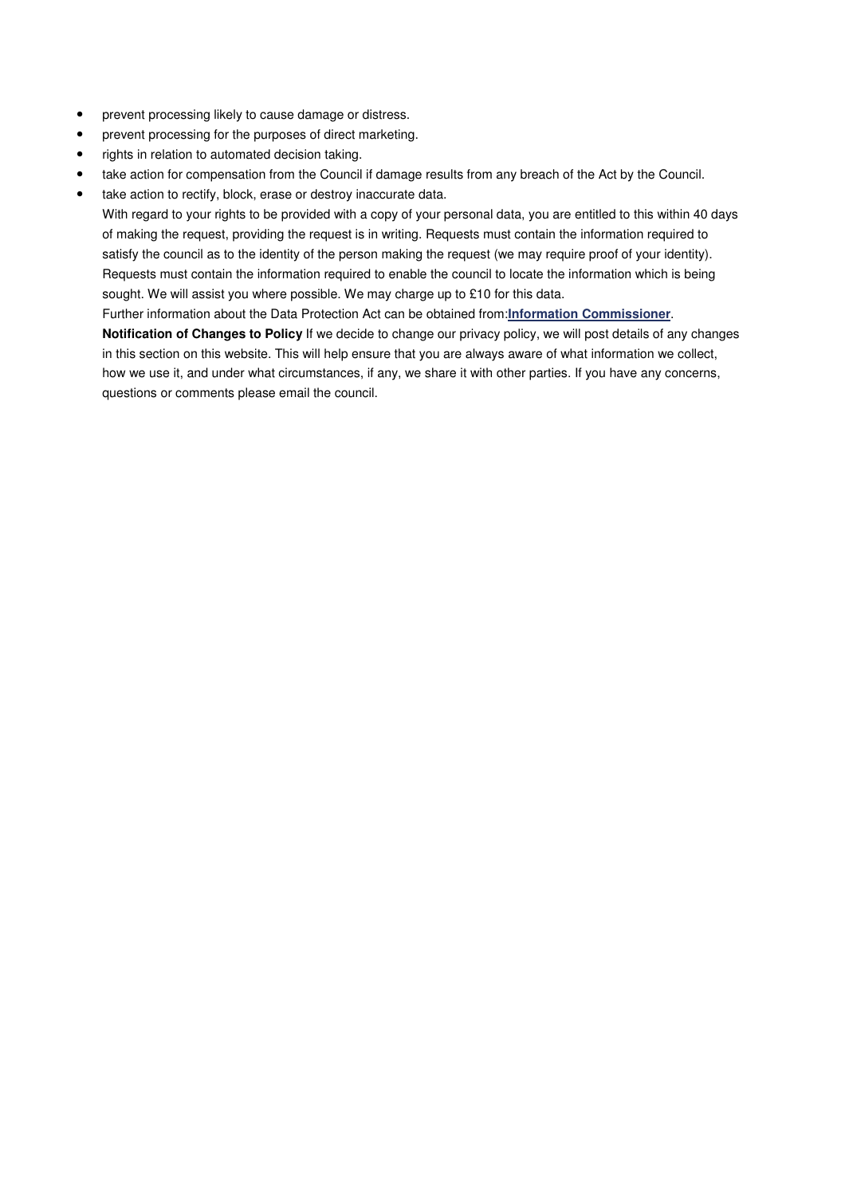- prevent processing likely to cause damage or distress.
- prevent processing for the purposes of direct marketing.
- rights in relation to automated decision taking.
- take action for compensation from the Council if damage results from any breach of the Act by the Council.
- take action to rectify, block, erase or destroy inaccurate data.

With regard to your rights to be provided with a copy of your personal data, you are entitled to this within 40 days of making the request, providing the request is in writing. Requests must contain the information required to satisfy the council as to the identity of the person making the request (we may require proof of your identity). Requests must contain the information required to enable the council to locate the information which is being sought. We will assist you where possible. We may charge up to £10 for this data.

Further information about the Data Protection Act can be obtained from:**Information Commissioner**.

**Notification of Changes to Policy** If we decide to change our privacy policy, we will post details of any changes in this section on this website. This will help ensure that you are always aware of what information we collect, how we use it, and under what circumstances, if any, we share it with other parties. If you have any concerns, questions or comments please email the council.